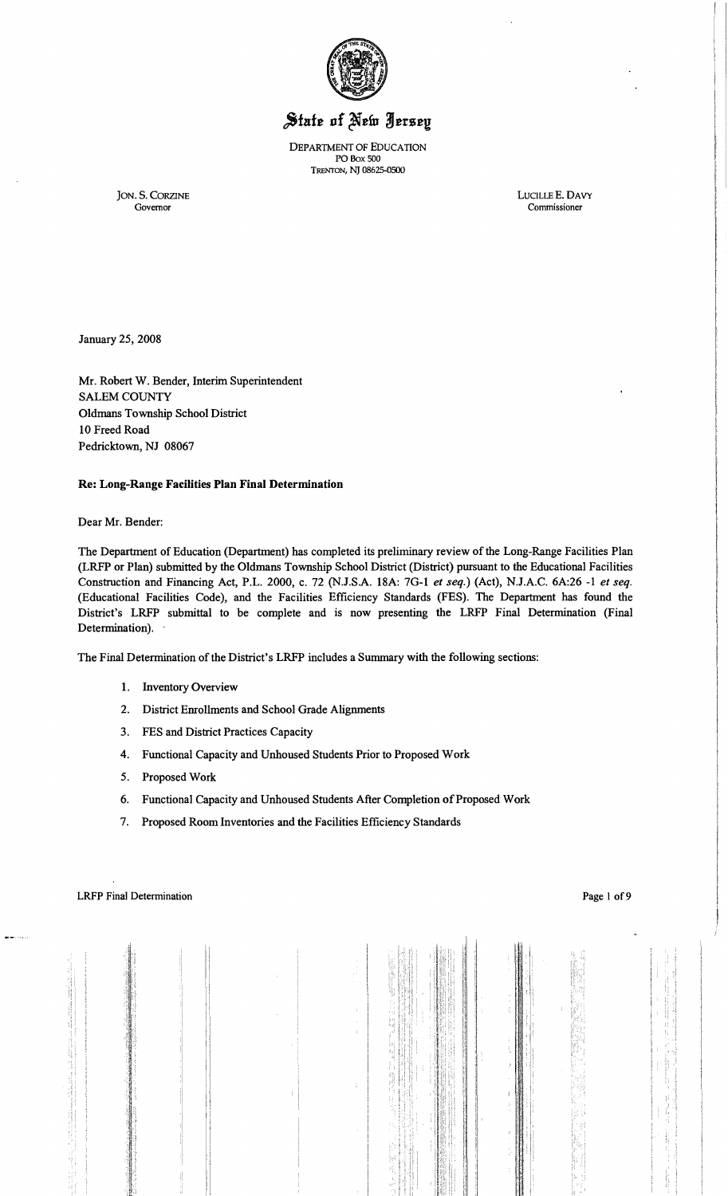# State of New Jersey

DEPARTMENT OF EDUCATION
PO Box 500
TRENTON, NJ 08625-0500

JON. S. CORZINE
Governor

LUCILLE E. DAVY
Commissioner

January 25, 2008

Mr. Robert W. Bender, Interim Superintendent
SALEM COUNTY
Oldmans Township School District
10 Freed Road
Pedricktown, NJ 08067

**Re: Long-Range Facilities Plan Final Determination**

Dear Mr. Bender:

The Department of Education (Department) has completed its preliminary review of the Long-Range Facilities Plan (LRFP or Plan) submitted by the Oldmans Township School District (District) pursuant to the Educational Facilities Construction and Financing Act, P.L. 2000, c. 72 (N.J.S.A. 18A: 7G-1 *et seq.*) (Act), N.J.A.C. 6A:26 -1 *et seq.* (Educational Facilities Code), and the Facilities Efficiency Standards (FES). The Department has found the District's LRFP submittal to be complete and is now presenting the LRFP Final Determination (Final Determination).

The Final Determination of the District's LRFP includes a Summary with the following sections:

1. Inventory Overview
2. District Enrollments and School Grade Alignments
3. FES and District Practices Capacity
4. Functional Capacity and Unhoused Students Prior to Proposed Work
5. Proposed Work
6. Functional Capacity and Unhoused Students After Completion of Proposed Work
7. Proposed Room Inventories and the Facilities Efficiency Standards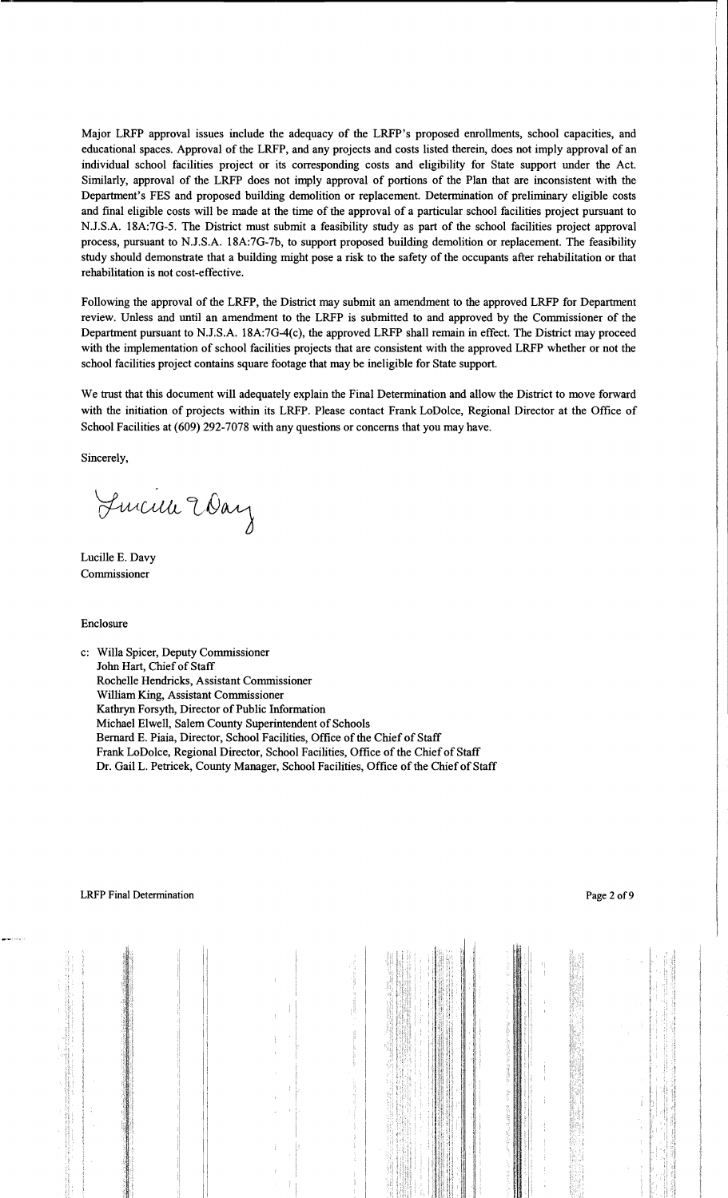Major LRFP approval issues include the adequacy of the LRFP's proposed enrollments, school capacities, and educational spaces. Approval of the LRFP, and any projects and costs listed therein, does not imply approval of an individual school facilities project or its corresponding costs and eligibility for State support under the Act. Similarly, approval of the LRFP does not imply approval of portions of the Plan that are inconsistent with the Department's FES and proposed building demolition or replacement. Determination of preliminary eligible costs and final eligible costs will be made at the time of the approval of a particular school facilities project pursuant to N.J.S.A. 18A:7G-5. The District must submit a feasibility study as part of the school facilities project approval process, pursuant to N.J.S.A. 18A:7G-7b, to support proposed building demolition or replacement. The feasibility study should demonstrate that a building might pose a risk to the safety of the occupants after rehabilitation or that rehabilitation is not cost-effective.

Following the approval of the LRFP, the District may submit an amendment to the approved LRFP for Department review. Unless and until an amendment to the LRFP is submitted to and approved by the Commissioner of the Department pursuant to N.J.S.A. 18A:7G-4(c), the approved LRFP shall remain in effect. The District may proceed with the implementation of school facilities projects that are consistent with the approved LRFP whether or not the school facilities project contains square footage that may be ineligible for State support.

We trust that this document will adequately explain the Final Determination and allow the District to move forward with the initiation of projects within its LRFP. Please contact Frank LoDolce, Regional Director at the Office of School Facilities at (609) 292-7078 with any questions or concerns that you may have.

Sincerely,

Lucille E. Davy

Lucille E. Davy
Commissioner

Enclosure

c: Willa Spicer, Deputy Commissioner
John Hart, Chief of Staff
Rochelle Hendricks, Assistant Commissioner
William King, Assistant Commissioner
Kathryn Forsyth, Director of Public Information
Michael Elwell, Salem County Superintendent of Schools
Bernard E. Piaia, Director, School Facilities, Office of the Chief of Staff
Frank LoDolce, Regional Director, School Facilities, Office of the Chief of Staff
Dr. Gail L. Petricek, County Manager, School Facilities, Office of the Chief of Staff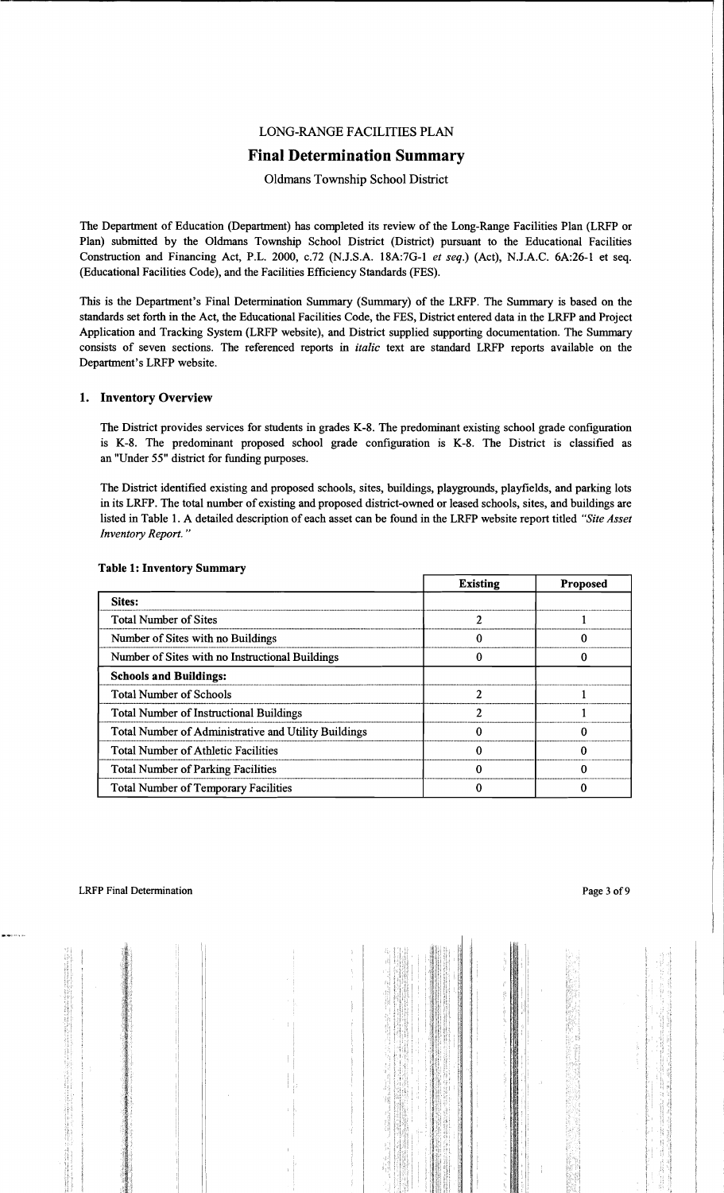LONG-RANGE FACILITIES PLAN

# Final Determination Summary

Oldmans Township School District

The Department of Education (Department) has completed its review of the Long-Range Facilities Plan (LRFP or Plan) submitted by the Oldmans Township School District (District) pursuant to the Educational Facilities Construction and Financing Act, P.L. 2000, c.72 (N.J.S.A. 18A:7G-1 *et seq.*) (Act), N.J.A.C. 6A:26-1 et seq. (Educational Facilities Code), and the Facilities Efficiency Standards (FES).

This is the Department's Final Determination Summary (Summary) of the LRFP. The Summary is based on the standards set forth in the Act, the Educational Facilities Code, the FES, District entered data in the LRFP and Project Application and Tracking System (LRFP website), and District supplied supporting documentation. The Summary consists of seven sections. The referenced reports in *italic* text are standard LRFP reports available on the Department's LRFP website.

## 1. Inventory Overview

The District provides services for students in grades K-8. The predominant existing school grade configuration is K-8. The predominant proposed school grade configuration is K-8. The District is classified as an "Under 55" district for funding purposes.

The District identified existing and proposed schools, sites, buildings, playgrounds, playfields, and parking lots in its LRFP. The total number of existing and proposed district-owned or leased schools, sites, and buildings are listed in Table 1. A detailed description of each asset can be found in the LRFP website report titled *"Site Asset Inventory Report."*

**Table 1: Inventory Summary**

| | Existing | Proposed |
|---|---|---|
| **Sites:** | | |
| Total Number of Sites | 2 | 1 |
| Number of Sites with no Buildings | 0 | 0 |
| Number of Sites with no Instructional Buildings | 0 | 0 |
| **Schools and Buildings:** | | |
| Total Number of Schools | 2 | 1 |
| Total Number of Instructional Buildings | 2 | 1 |
| Total Number of Administrative and Utility Buildings | 0 | 0 |
| Total Number of Athletic Facilities | 0 | 0 |
| Total Number of Parking Facilities | 0 | 0 |
| Total Number of Temporary Facilities | 0 | 0 |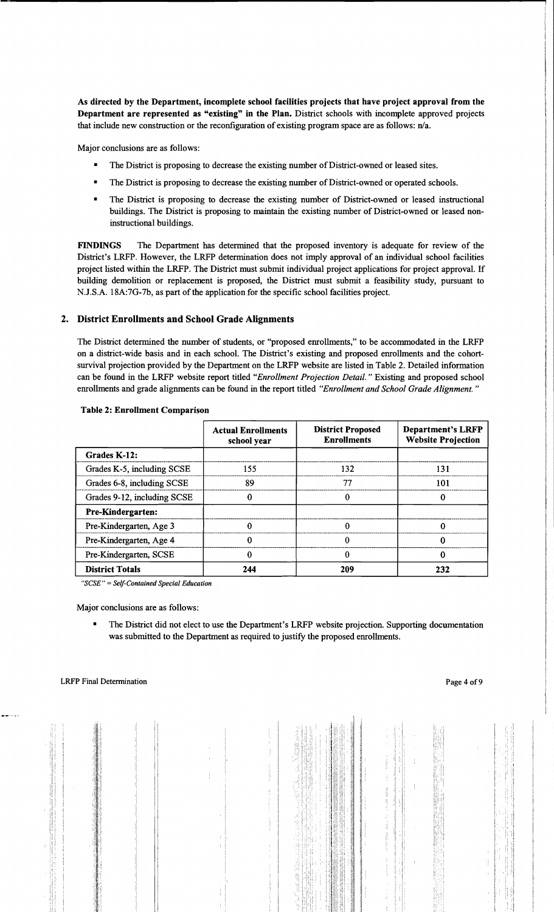**As directed by the Department, incomplete school facilities projects that have project approval from the Department are represented as "existing" in the Plan.** District schools with incomplete approved projects that include new construction or the reconfiguration of existing program space are as follows: n/a.

Major conclusions are as follows:

- The District is proposing to decrease the existing number of District-owned or leased sites.
- The District is proposing to decrease the existing number of District-owned or operated schools.
- The District is proposing to decrease the existing number of District-owned or leased instructional buildings. The District is proposing to maintain the existing number of District-owned or leased non-instructional buildings.

**FINDINGS** The Department has determined that the proposed inventory is adequate for review of the District's LRFP. However, the LRFP determination does not imply approval of an individual school facilities project listed within the LRFP. The District must submit individual project applications for project approval. If building demolition or replacement is proposed, the District must submit a feasibility study, pursuant to N.J.S.A. 18A:7G-7b, as part of the application for the specific school facilities project.

## 2. District Enrollments and School Grade Alignments

The District determined the number of students, or "proposed enrollments," to be accommodated in the LRFP on a district-wide basis and in each school. The District's existing and proposed enrollments and the cohort-survival projection provided by the Department on the LRFP website are listed in Table 2. Detailed information can be found in the LRFP website report titled *"Enrollment Projection Detail."* Existing and proposed school enrollments and grade alignments can be found in the report titled *"Enrollment and School Grade Alignment."*

**Table 2: Enrollment Comparison**

| | Actual Enrollments school year | District Proposed Enrollments | Department's LRFP Website Projection |
|---|---|---|---|
| **Grades K-12:** | | | |
| Grades K-5, including SCSE | 155 | 132 | 131 |
| Grades 6-8, including SCSE | 89 | 77 | 101 |
| Grades 9-12, including SCSE | 0 | 0 | 0 |
| **Pre-Kindergarten:** | | | |
| Pre-Kindergarten, Age 3 | 0 | 0 | 0 |
| Pre-Kindergarten, Age 4 | 0 | 0 | 0 |
| Pre-Kindergarten, SCSE | 0 | 0 | 0 |
| **District Totals** | **244** | **209** | **232** |

*"SCSE" = Self-Contained Special Education*

Major conclusions are as follows:

- The District did not elect to use the Department's LRFP website projection. Supporting documentation was submitted to the Department as required to justify the proposed enrollments.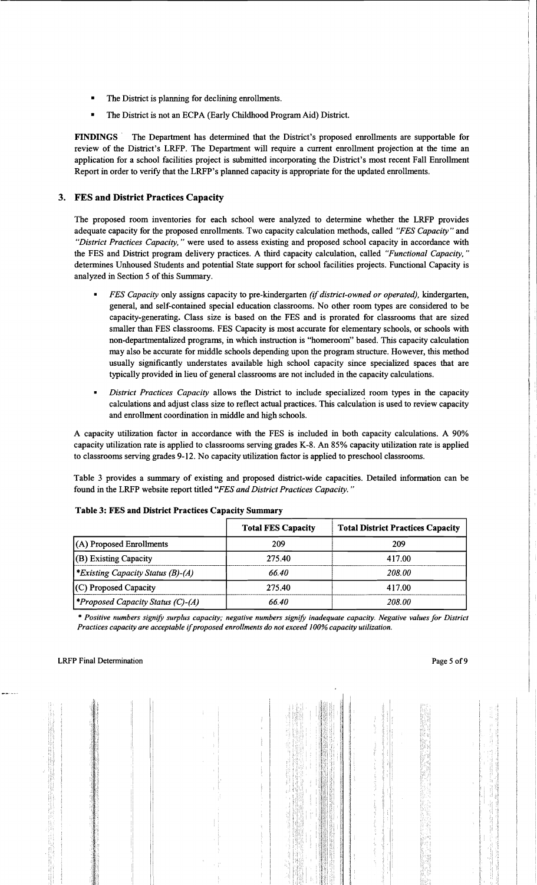- The District is planning for declining enrollments.
- The District is not an ECPA (Early Childhood Program Aid) District.

**FINDINGS** The Department has determined that the District's proposed enrollments are supportable for review of the District's LRFP. The Department will require a current enrollment projection at the time an application for a school facilities project is submitted incorporating the District's most recent Fall Enrollment Report in order to verify that the LRFP's planned capacity is appropriate for the updated enrollments.

## 3. FES and District Practices Capacity

The proposed room inventories for each school were analyzed to determine whether the LRFP provides adequate capacity for the proposed enrollments. Two capacity calculation methods, called *"FES Capacity"* and *"District Practices Capacity,"* were used to assess existing and proposed school capacity in accordance with the FES and District program delivery practices. A third capacity calculation, called *"Functional Capacity,"* determines Unhoused Students and potential State support for school facilities projects. Functional Capacity is analyzed in Section 5 of this Summary.

- *FES Capacity* only assigns capacity to pre-kindergarten *(if district-owned or operated),* kindergarten, general, and self-contained special education classrooms. No other room types are considered to be capacity-generating. Class size is based on the FES and is prorated for classrooms that are sized smaller than FES classrooms. FES Capacity is most accurate for elementary schools, or schools with non-departmentalized programs, in which instruction is "homeroom" based. This capacity calculation may also be accurate for middle schools depending upon the program structure. However, this method usually significantly understates available high school capacity since specialized spaces that are typically provided in lieu of general classrooms are not included in the capacity calculations.
- *District Practices Capacity* allows the District to include specialized room types in the capacity calculations and adjust class size to reflect actual practices. This calculation is used to review capacity and enrollment coordination in middle and high schools.

A capacity utilization factor in accordance with the FES is included in both capacity calculations. A 90% capacity utilization rate is applied to classrooms serving grades K-8. An 85% capacity utilization rate is applied to classrooms serving grades 9-12. No capacity utilization factor is applied to preschool classrooms.

Table 3 provides a summary of existing and proposed district-wide capacities. Detailed information can be found in the LRFP website report titled *"FES and District Practices Capacity."*

**Table 3: FES and District Practices Capacity Summary**

| | Total FES Capacity | Total District Practices Capacity |
|---|---|---|
| (A) Proposed Enrollments | 209 | 209 |
| (B) Existing Capacity | 275.40 | 417.00 |
| **Existing Capacity Status (B)-(A)* | *66.40* | *208.00* |
| (C) Proposed Capacity | 275.40 | 417.00 |
| **Proposed Capacity Status (C)-(A)* | *66.40* | *208.00* |

*\* Positive numbers signify surplus capacity; negative numbers signify inadequate capacity. Negative values for District Practices capacity are acceptable if proposed enrollments do not exceed 100% capacity utilization.*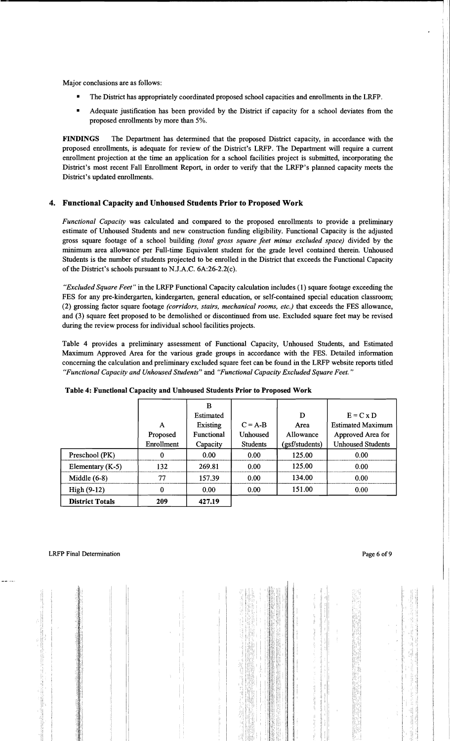Major conclusions are as follows:

- The District has appropriately coordinated proposed school capacities and enrollments in the LRFP.
- Adequate justification has been provided by the District if capacity for a school deviates from the proposed enrollments by more than 5%.

**FINDINGS** The Department has determined that the proposed District capacity, in accordance with the proposed enrollments, is adequate for review of the District's LRFP. The Department will require a current enrollment projection at the time an application for a school facilities project is submitted, incorporating the District's most recent Fall Enrollment Report, in order to verify that the LRFP's planned capacity meets the District's updated enrollments.

## 4. Functional Capacity and Unhoused Students Prior to Proposed Work

*Functional Capacity* was calculated and compared to the proposed enrollments to provide a preliminary estimate of Unhoused Students and new construction funding eligibility. Functional Capacity is the adjusted gross square footage of a school building *(total gross square feet minus excluded space)* divided by the minimum area allowance per Full-time Equivalent student for the grade level contained therein. Unhoused Students is the number of students projected to be enrolled in the District that exceeds the Functional Capacity of the District's schools pursuant to N.J.A.C. 6A:26-2.2(c).

*"Excluded Square Feet"* in the LRFP Functional Capacity calculation includes (1) square footage exceeding the FES for any pre-kindergarten, kindergarten, general education, or self-contained special education classroom; (2) grossing factor square footage *(corridors, stairs, mechanical rooms, etc.)* that exceeds the FES allowance, and (3) square feet proposed to be demolished or discontinued from use. Excluded square feet may be revised during the review process for individual school facilities projects.

Table 4 provides a preliminary assessment of Functional Capacity, Unhoused Students, and Estimated Maximum Approved Area for the various grade groups in accordance with the FES. Detailed information concerning the calculation and preliminary excluded square feet can be found in the LRFP website reports titled *"Functional Capacity and Unhoused Students"* and *"Functional Capacity Excluded Square Feet."*

**Table 4: Functional Capacity and Unhoused Students Prior to Proposed Work**

| | A Proposed Enrollment | B Estimated Existing Functional Capacity | C = A-B Unhoused Students | D Area Allowance (gsf/students) | E = C x D Estimated Maximum Approved Area for Unhoused Students |
|---|---|---|---|---|---|
| Preschool (PK) | 0 | 0.00 | 0.00 | 125.00 | 0.00 |
| Elementary (K-5) | 132 | 269.81 | 0.00 | 125.00 | 0.00 |
| Middle (6-8) | 77 | 157.39 | 0.00 | 134.00 | 0.00 |
| High (9-12) | 0 | 0.00 | 0.00 | 151.00 | 0.00 |
| **District Totals** | **209** | **427.19** | | | |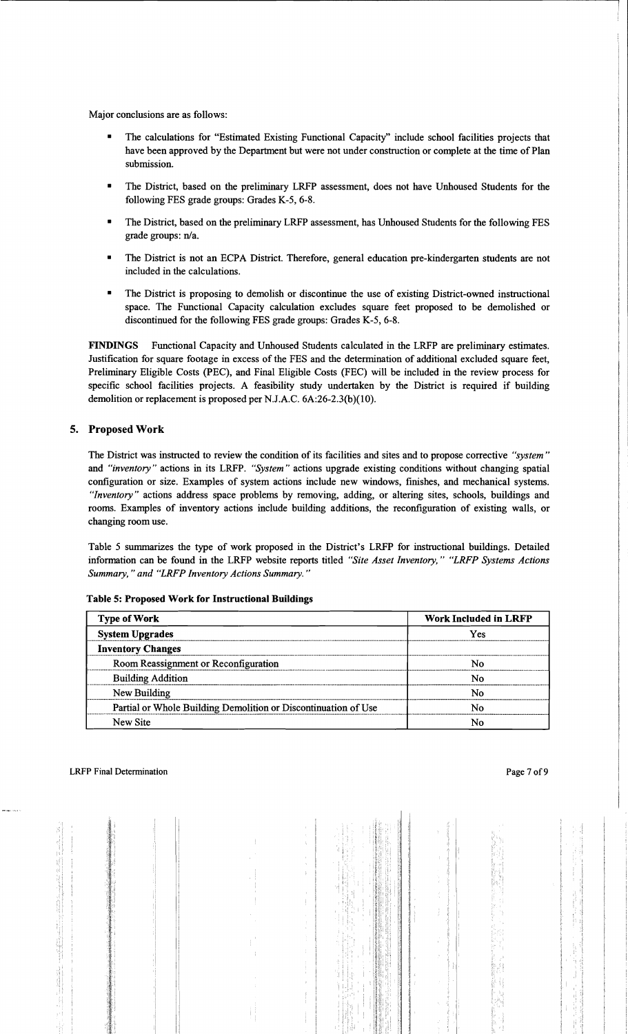Major conclusions are as follows:

- The calculations for "Estimated Existing Functional Capacity" include school facilities projects that have been approved by the Department but were not under construction or complete at the time of Plan submission.
- The District, based on the preliminary LRFP assessment, does not have Unhoused Students for the following FES grade groups: Grades K-5, 6-8.
- The District, based on the preliminary LRFP assessment, has Unhoused Students for the following FES grade groups: n/a.
- The District is not an ECPA District. Therefore, general education pre-kindergarten students are not included in the calculations.
- The District is proposing to demolish or discontinue the use of existing District-owned instructional space. The Functional Capacity calculation excludes square feet proposed to be demolished or discontinued for the following FES grade groups: Grades K-5, 6-8.

**FINDINGS** Functional Capacity and Unhoused Students calculated in the LRFP are preliminary estimates. Justification for square footage in excess of the FES and the determination of additional excluded square feet, Preliminary Eligible Costs (PEC), and Final Eligible Costs (FEC) will be included in the review process for specific school facilities projects. A feasibility study undertaken by the District is required if building demolition or replacement is proposed per N.J.A.C. 6A:26-2.3(b)(10).

## 5. Proposed Work

The District was instructed to review the condition of its facilities and sites and to propose corrective *"system"* and *"inventory"* actions in its LRFP. *"System"* actions upgrade existing conditions without changing spatial configuration or size. Examples of system actions include new windows, finishes, and mechanical systems. *"Inventory"* actions address space problems by removing, adding, or altering sites, schools, buildings and rooms. Examples of inventory actions include building additions, the reconfiguration of existing walls, or changing room use.

Table 5 summarizes the type of work proposed in the District's LRFP for instructional buildings. Detailed information can be found in the LRFP website reports titled *"Site Asset Inventory," "LRFP Systems Actions Summary," and "LRFP Inventory Actions Summary."*

**Table 5: Proposed Work for Instructional Buildings**

| Type of Work | Work Included in LRFP |
|---|---|
| **System Upgrades** | Yes |
| **Inventory Changes** | |
| Room Reassignment or Reconfiguration | No |
| Building Addition | No |
| New Building | No |
| Partial or Whole Building Demolition or Discontinuation of Use | No |
| New Site | No |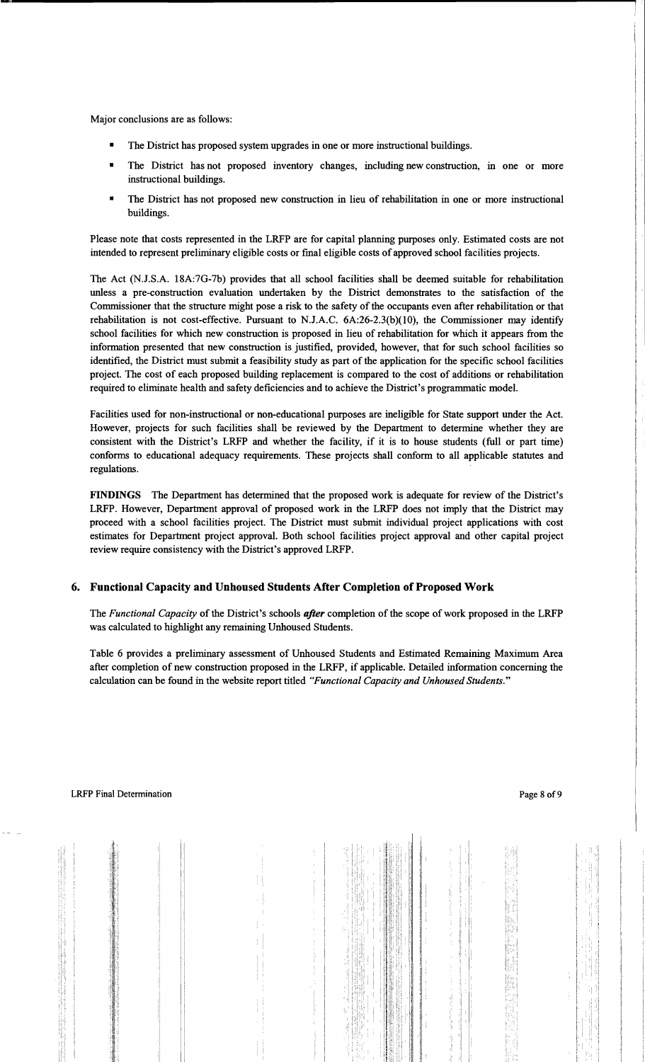Major conclusions are as follows:

- The District has proposed system upgrades in one or more instructional buildings.
- The District has not proposed inventory changes, including new construction, in one or more instructional buildings.
- The District has not proposed new construction in lieu of rehabilitation in one or more instructional buildings.

Please note that costs represented in the LRFP are for capital planning purposes only. Estimated costs are not intended to represent preliminary eligible costs or final eligible costs of approved school facilities projects.

The Act (N.J.S.A. 18A:7G-7b) provides that all school facilities shall be deemed suitable for rehabilitation unless a pre-construction evaluation undertaken by the District demonstrates to the satisfaction of the Commissioner that the structure might pose a risk to the safety of the occupants even after rehabilitation or that rehabilitation is not cost-effective. Pursuant to N.J.A.C. 6A:26-2.3(b)(10), the Commissioner may identify school facilities for which new construction is proposed in lieu of rehabilitation for which it appears from the information presented that new construction is justified, provided, however, that for such school facilities so identified, the District must submit a feasibility study as part of the application for the specific school facilities project. The cost of each proposed building replacement is compared to the cost of additions or rehabilitation required to eliminate health and safety deficiencies and to achieve the District's programmatic model.

Facilities used for non-instructional or non-educational purposes are ineligible for State support under the Act. However, projects for such facilities shall be reviewed by the Department to determine whether they are consistent with the District's LRFP and whether the facility, if it is to house students (full or part time) conforms to educational adequacy requirements. These projects shall conform to all applicable statutes and regulations.

**FINDINGS** The Department has determined that the proposed work is adequate for review of the District's LRFP. However, Department approval of proposed work in the LRFP does not imply that the District may proceed with a school facilities project. The District must submit individual project applications with cost estimates for Department project approval. Both school facilities project approval and other capital project review require consistency with the District's approved LRFP.

### 6. Functional Capacity and Unhoused Students After Completion of Proposed Work

The *Functional Capacity* of the District's schools ***after*** completion of the scope of work proposed in the LRFP was calculated to highlight any remaining Unhoused Students.

Table 6 provides a preliminary assessment of Unhoused Students and Estimated Remaining Maximum Area after completion of new construction proposed in the LRFP, if applicable. Detailed information concerning the calculation can be found in the website report titled *"Functional Capacity and Unhoused Students."*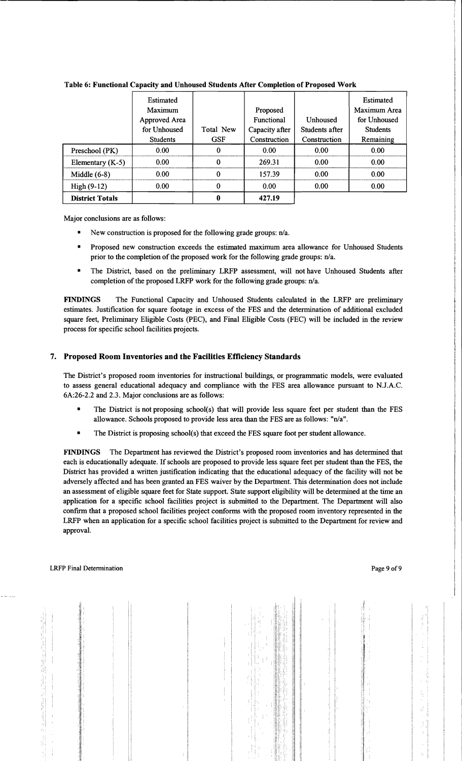**Table 6: Functional Capacity and Unhoused Students After Completion of Proposed Work**

| | Estimated Maximum Approved Area for Unhoused Students | Total New GSF | Proposed Functional Capacity after Construction | Unhoused Students after Construction | Estimated Maximum Area for Unhoused Students Remaining |
|---|---|---|---|---|---|
| Preschool (PK) | 0.00 | 0 | 0.00 | 0.00 | 0.00 |
| Elementary (K-5) | 0.00 | 0 | 269.31 | 0.00 | 0.00 |
| Middle (6-8) | 0.00 | 0 | 157.39 | 0.00 | 0.00 |
| High (9-12) | 0.00 | 0 | 0.00 | 0.00 | 0.00 |
| **District Totals** | | **0** | **427.19** | | |

Major conclusions are as follows:

- New construction is proposed for the following grade groups: n/a.
- Proposed new construction exceeds the estimated maximum area allowance for Unhoused Students prior to the completion of the proposed work for the following grade groups: n/a.
- The District, based on the preliminary LRFP assessment, will not have Unhoused Students after completion of the proposed LRFP work for the following grade groups: n/a.

**FINDINGS** The Functional Capacity and Unhoused Students calculated in the LRFP are preliminary estimates. Justification for square footage in excess of the FES and the determination of additional excluded square feet, Preliminary Eligible Costs (PEC), and Final Eligible Costs (FEC) will be included in the review process for specific school facilities projects.

## 7. Proposed Room Inventories and the Facilities Efficiency Standards

The District's proposed room inventories for instructional buildings, or programmatic models, were evaluated to assess general educational adequacy and compliance with the FES area allowance pursuant to N.J.A.C. 6A:26-2.2 and 2.3. Major conclusions are as follows:

- The District is not proposing school(s) that will provide less square feet per student than the FES allowance. Schools proposed to provide less area than the FES are as follows: "n/a".
- The District is proposing school(s) that exceed the FES square foot per student allowance.

**FINDINGS** The Department has reviewed the District's proposed room inventories and has determined that each is educationally adequate. If schools are proposed to provide less square feet per student than the FES, the District has provided a written justification indicating that the educational adequacy of the facility will not be adversely affected and has been granted an FES waiver by the Department. This determination does not include an assessment of eligible square feet for State support. State support eligibility will be determined at the time an application for a specific school facilities project is submitted to the Department. The Department will also confirm that a proposed school facilities project conforms with the proposed room inventory represented in the LRFP when an application for a specific school facilities project is submitted to the Department for review and approval.